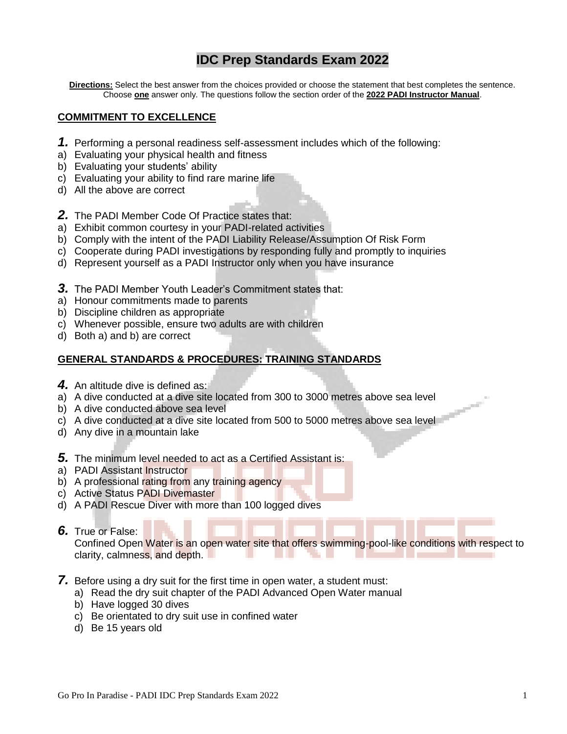# IDC Prep Standards Exam 2022

**Directions:** Select the best answer from the choices provided or choose the statement that best completes the sentence. Choose **one** answer only. The questions follow the section order of the **2022 PADI Instructor Manual**.

## COMMITMENT TO EXCELLENCE

***1.*** Performing a personal readiness self-assessment includes which of the following:
a) Evaluating your physical health and fitness
b) Evaluating your students' ability
c) Evaluating your ability to find rare marine life
d) All the above are correct

***2.*** The PADI Member Code Of Practice states that:
a) Exhibit common courtesy in your PADI-related activities
b) Comply with the intent of the PADI Liability Release/Assumption Of Risk Form
c) Cooperate during PADI investigations by responding fully and promptly to inquiries
d) Represent yourself as a PADI Instructor only when you have insurance

***3.*** The PADI Member Youth Leader's Commitment states that:
a) Honour commitments made to parents
b) Discipline children as appropriate
c) Whenever possible, ensure two adults are with children
d) Both a) and b) are correct

## GENERAL STANDARDS & PROCEDURES: TRAINING STANDARDS

***4.*** An altitude dive is defined as:
a) A dive conducted at a dive site located from 300 to 3000 metres above sea level
b) A dive conducted above sea level
c) A dive conducted at a dive site located from 500 to 5000 metres above sea level
d) Any dive in a mountain lake

***5.*** The minimum level needed to act as a Certified Assistant is:
a) PADI Assistant Instructor
b) A professional rating from any training agency
c) Active Status PADI Divemaster
d) A PADI Rescue Diver with more than 100 logged dives

***6.*** True or False:
Confined Open Water is an open water site that offers swimming-pool-like conditions with respect to clarity, calmness, and depth.

***7.*** Before using a dry suit for the first time in open water, a student must:
a) Read the dry suit chapter of the PADI Advanced Open Water manual
b) Have logged 30 dives
c) Be orientated to dry suit use in confined water
d) Be 15 years old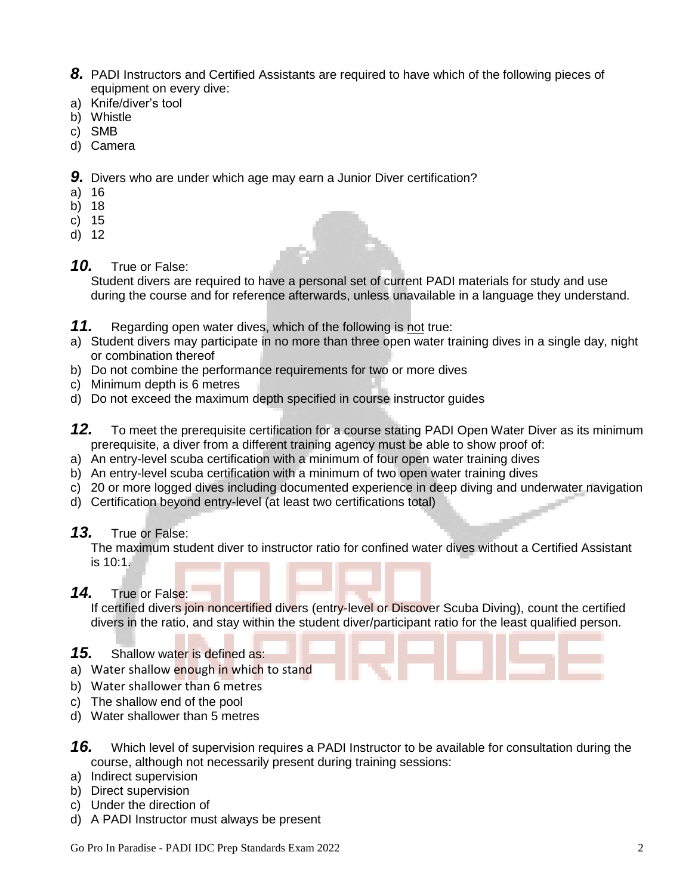***8.*** PADI Instructors and Certified Assistants are required to have which of the following pieces of equipment on every dive:

a) Knife/diver's tool
b) Whistle
c) SMB
d) Camera

***9.*** Divers who are under which age may earn a Junior Diver certification?

a) 16
b) 18
c) 15
d) 12

***10.*** True or False:

Student divers are required to have a personal set of current PADI materials for study and use during the course and for reference afterwards, unless unavailable in a language they understand.

***11.*** Regarding open water dives, which of the following is <u>not</u> true:

a) Student divers may participate in no more than three open water training dives in a single day, night or combination thereof
b) Do not combine the performance requirements for two or more dives
c) Minimum depth is 6 metres
d) Do not exceed the maximum depth specified in course instructor guides

***12.*** To meet the prerequisite certification for a course stating PADI Open Water Diver as its minimum prerequisite, a diver from a different training agency must be able to show proof of:

a) An entry-level scuba certification with a minimum of four open water training dives
b) An entry-level scuba certification with a minimum of two open water training dives
c) 20 or more logged dives including documented experience in deep diving and underwater navigation
d) Certification beyond entry-level (at least two certifications total)

***13.*** True or False:

The maximum student diver to instructor ratio for confined water dives without a Certified Assistant is 10:1.

***14.*** True or False:

If certified divers join noncertified divers (entry-level or Discover Scuba Diving), count the certified divers in the ratio, and stay within the student diver/participant ratio for the least qualified person.

***15.*** Shallow water is defined as:

a) Water shallow enough in which to stand
b) Water shallower than 6 metres
c) The shallow end of the pool
d) Water shallower than 5 metres

***16.*** Which level of supervision requires a PADI Instructor to be available for consultation during the course, although not necessarily present during training sessions:

a) Indirect supervision
b) Direct supervision
c) Under the direction of
d) A PADI Instructor must always be present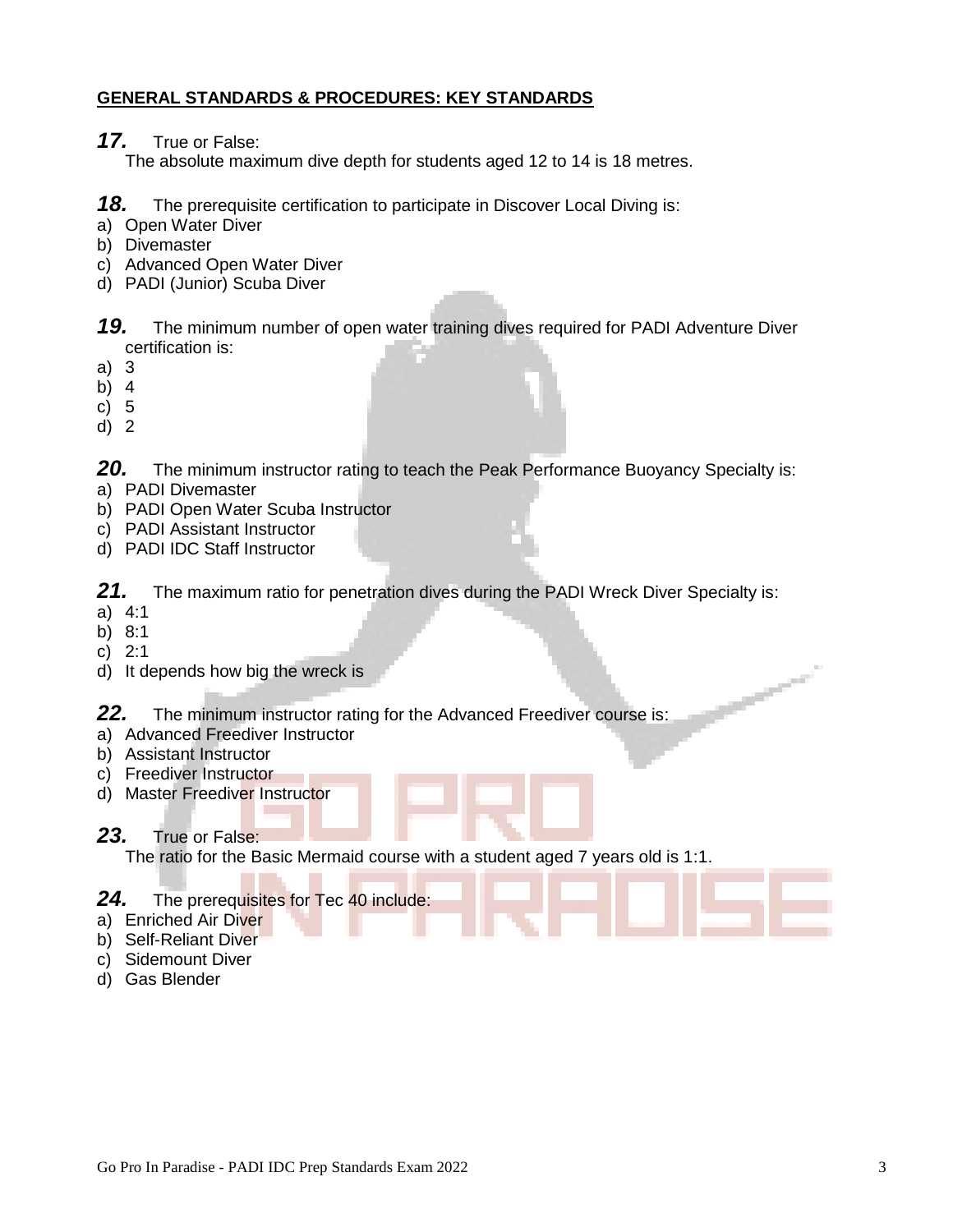## GENERAL STANDARDS & PROCEDURES: KEY STANDARDS

***17.*** True or False:
The absolute maximum dive depth for students aged 12 to 14 is 18 metres.

***18.*** The prerequisite certification to participate in Discover Local Diving is:

a) Open Water Diver
b) Divemaster
c) Advanced Open Water Diver
d) PADI (Junior) Scuba Diver

***19.*** The minimum number of open water training dives required for PADI Adventure Diver certification is:

a) 3
b) 4
c) 5
d) 2

***20.*** The minimum instructor rating to teach the Peak Performance Buoyancy Specialty is:

a) PADI Divemaster
b) PADI Open Water Scuba Instructor
c) PADI Assistant Instructor
d) PADI IDC Staff Instructor

***21.*** The maximum ratio for penetration dives during the PADI Wreck Diver Specialty is:

a) 4:1
b) 8:1
c) 2:1
d) It depends how big the wreck is

***22.*** The minimum instructor rating for the Advanced Freediver course is:

a) Advanced Freediver Instructor
b) Assistant Instructor
c) Freediver Instructor
d) Master Freediver Instructor

***23.*** True or False:
The ratio for the Basic Mermaid course with a student aged 7 years old is 1:1.

***24.*** The prerequisites for Tec 40 include:

a) Enriched Air Diver
b) Self-Reliant Diver
c) Sidemount Diver
d) Gas Blender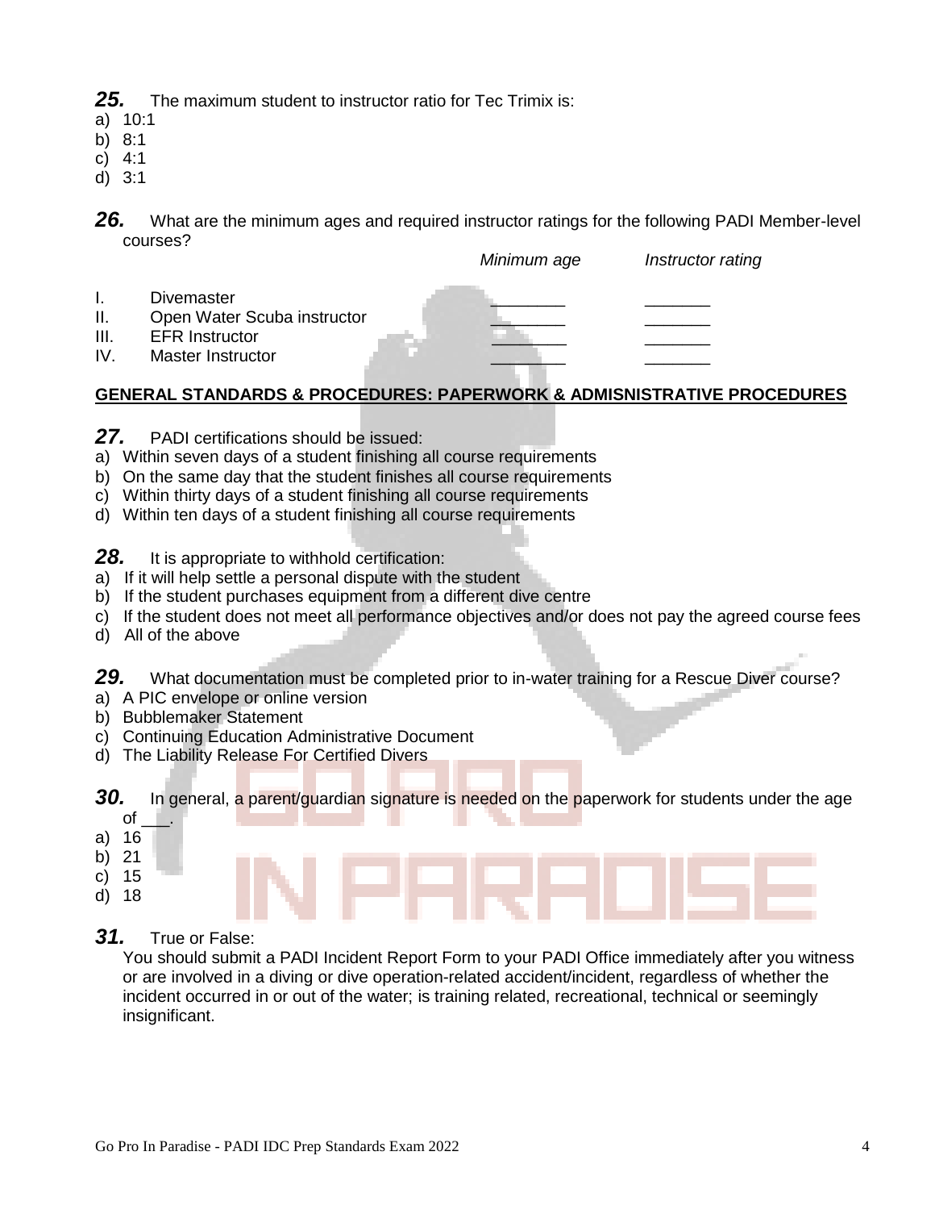**25.** The maximum student to instructor ratio for Tec Trimix is:

a) 10:1
b) 8:1
c) 4:1
d) 3:1

**26.** What are the minimum ages and required instructor ratings for the following PADI Member-level courses?

| | | *Minimum age* | *Instructor rating* |
|---|---|---|---|
| I. | Divemaster | ________ | _______ |
| II. | Open Water Scuba instructor | ________ | _______ |
| III. | EFR Instructor | ________ | _______ |
| IV. | Master Instructor | ________ | _______ |

**GENERAL STANDARDS & PROCEDURES: PAPERWORK & ADMISNISTRATIVE PROCEDURES**

**27.** PADI certifications should be issued:

a) Within seven days of a student finishing all course requirements
b) On the same day that the student finishes all course requirements
c) Within thirty days of a student finishing all course requirements
d) Within ten days of a student finishing all course requirements

**28.** It is appropriate to withhold certification:

a) If it will help settle a personal dispute with the student
b) If the student purchases equipment from a different dive centre
c) If the student does not meet all performance objectives and/or does not pay the agreed course fees
d) All of the above

**29.** What documentation must be completed prior to in-water training for a Rescue Diver course?

a) A PIC envelope or online version
b) Bubblemaker Statement
c) Continuing Education Administrative Document
d) The Liability Release For Certified Divers

**30.** In general, a parent/guardian signature is needed on the paperwork for students under the age of ___.

a) 16
b) 21
c) 15
d) 18

**31.** True or False:
You should submit a PADI Incident Report Form to your PADI Office immediately after you witness or are involved in a diving or dive operation-related accident/incident, regardless of whether the incident occurred in or out of the water; is training related, recreational, technical or seemingly insignificant.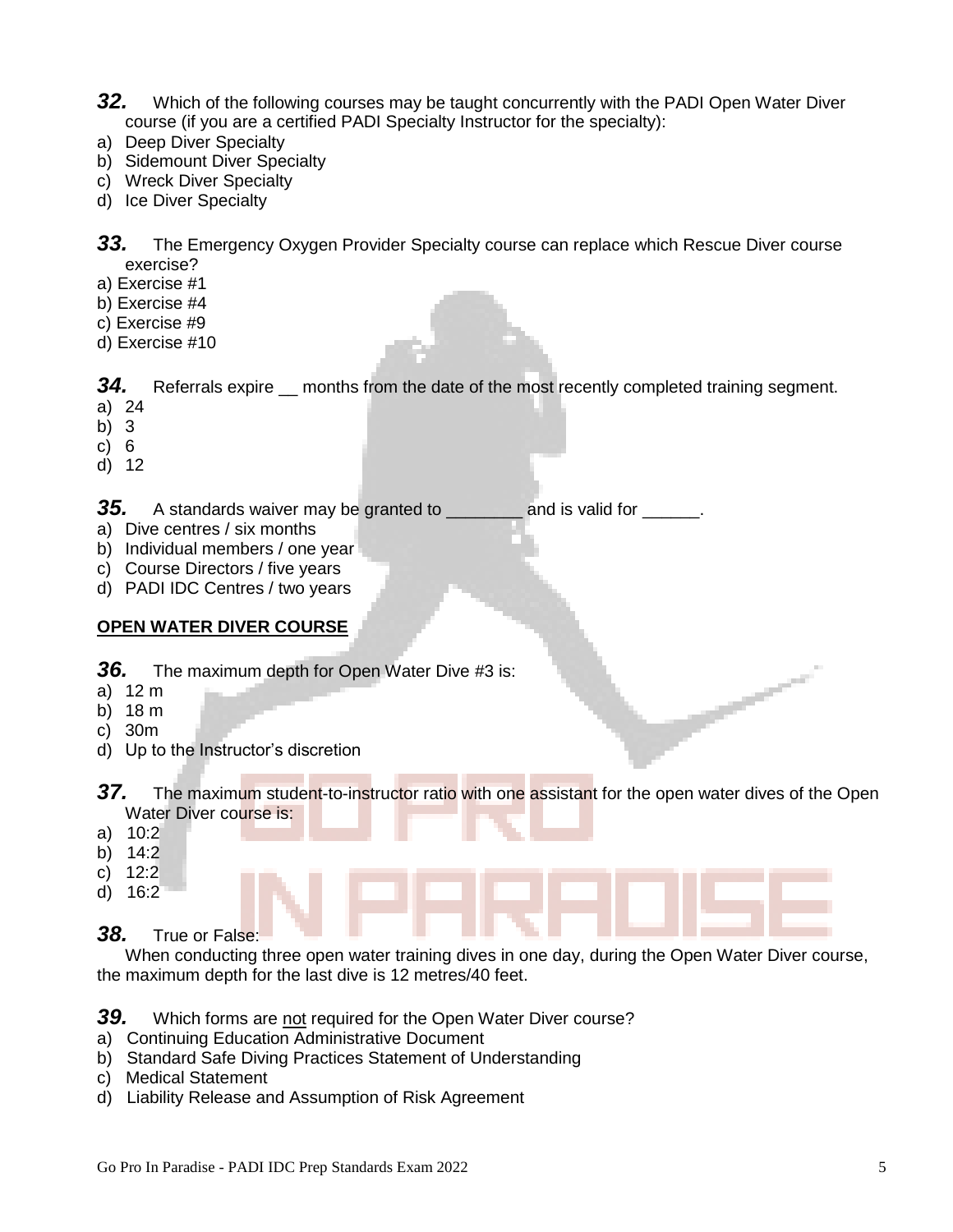**32.** Which of the following courses may be taught concurrently with the PADI Open Water Diver course (if you are a certified PADI Specialty Instructor for the specialty):

a) Deep Diver Specialty
b) Sidemount Diver Specialty
c) Wreck Diver Specialty
d) Ice Diver Specialty

**33.** The Emergency Oxygen Provider Specialty course can replace which Rescue Diver course exercise?

a) Exercise #1
b) Exercise #4
c) Exercise #9
d) Exercise #10

**34.** Referrals expire __ months from the date of the most recently completed training segment.

a) 24
b) 3
c) 6
d) 12

**35.** A standards waiver may be granted to ________ and is valid for ______.

a) Dive centres / six months
b) Individual members / one year
c) Course Directors / five years
d) PADI IDC Centres / two years

**OPEN WATER DIVER COURSE**

**36.** The maximum depth for Open Water Dive #3 is:

a) 12 m
b) 18 m
c) 30m
d) Up to the Instructor's discretion

**37.** The maximum student-to-instructor ratio with one assistant for the open water dives of the Open Water Diver course is:

a) 10:2
b) 14:2
c) 12:2
d) 16:2

**38.** True or False:

When conducting three open water training dives in one day, during the Open Water Diver course, the maximum depth for the last dive is 12 metres/40 feet.

**39.** Which forms are not required for the Open Water Diver course?

a) Continuing Education Administrative Document
b) Standard Safe Diving Practices Statement of Understanding
c) Medical Statement
d) Liability Release and Assumption of Risk Agreement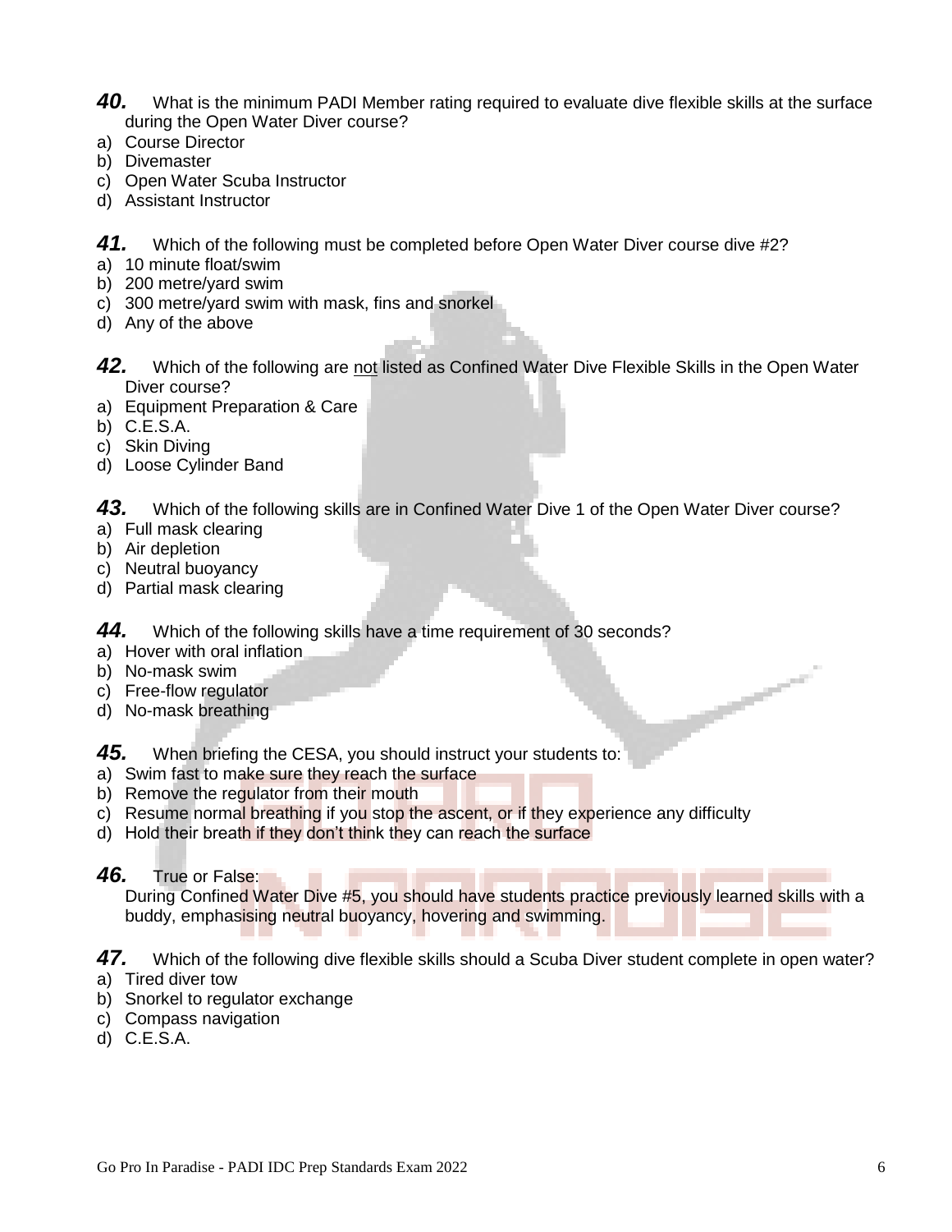***40.*** What is the minimum PADI Member rating required to evaluate dive flexible skills at the surface during the Open Water Diver course?

a) Course Director
b) Divemaster
c) Open Water Scuba Instructor
d) Assistant Instructor

***41.*** Which of the following must be completed before Open Water Diver course dive #2?

a) 10 minute float/swim
b) 200 metre/yard swim
c) 300 metre/yard swim with mask, fins and snorkel
d) Any of the above

***42.*** Which of the following are <u>not</u> listed as Confined Water Dive Flexible Skills in the Open Water Diver course?

a) Equipment Preparation & Care
b) C.E.S.A.
c) Skin Diving
d) Loose Cylinder Band

***43.*** Which of the following skills are in Confined Water Dive 1 of the Open Water Diver course?

a) Full mask clearing
b) Air depletion
c) Neutral buoyancy
d) Partial mask clearing

***44.*** Which of the following skills have a time requirement of 30 seconds?

a) Hover with oral inflation
b) No-mask swim
c) Free-flow regulator
d) No-mask breathing

***45.*** When briefing the CESA, you should instruct your students to:

a) Swim fast to make sure they reach the surface
b) Remove the regulator from their mouth
c) Resume normal breathing if you stop the ascent, or if they experience any difficulty
d) Hold their breath if they don't think they can reach the surface

***46.*** True or False:
During Confined Water Dive #5, you should have students practice previously learned skills with a buddy, emphasising neutral buoyancy, hovering and swimming.

***47.*** Which of the following dive flexible skills should a Scuba Diver student complete in open water?

a) Tired diver tow
b) Snorkel to regulator exchange
c) Compass navigation
d) C.E.S.A.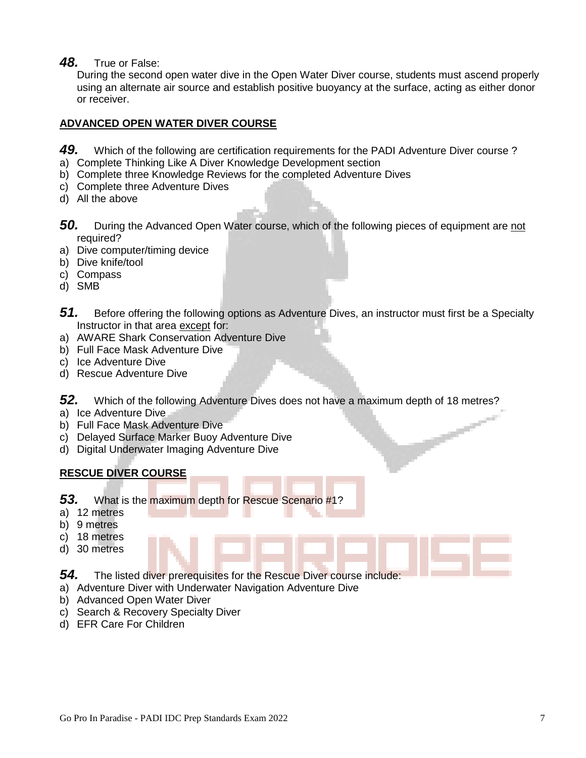**48.** True or False:

During the second open water dive in the Open Water Diver course, students must ascend properly using an alternate air source and establish positive buoyancy at the surface, acting as either donor or receiver.

## ADVANCED OPEN WATER DIVER COURSE

**49.** Which of the following are certification requirements for the PADI Adventure Diver course ?

a) Complete Thinking Like A Diver Knowledge Development section
b) Complete three Knowledge Reviews for the completed Adventure Dives
c) Complete three Adventure Dives
d) All the above

**50.** During the Advanced Open Water course, which of the following pieces of equipment are not required?

a) Dive computer/timing device
b) Dive knife/tool
c) Compass
d) SMB

**51.** Before offering the following options as Adventure Dives, an instructor must first be a Specialty Instructor in that area except for:

a) AWARE Shark Conservation Adventure Dive
b) Full Face Mask Adventure Dive
c) Ice Adventure Dive
d) Rescue Adventure Dive

**52.** Which of the following Adventure Dives does not have a maximum depth of 18 metres?

a) Ice Adventure Dive
b) Full Face Mask Adventure Dive
c) Delayed Surface Marker Buoy Adventure Dive
d) Digital Underwater Imaging Adventure Dive

## RESCUE DIVER COURSE

**53.** What is the maximum depth for Rescue Scenario #1?

a) 12 metres
b) 9 metres
c) 18 metres
d) 30 metres

**54.** The listed diver prerequisites for the Rescue Diver course include:

a) Adventure Diver with Underwater Navigation Adventure Dive
b) Advanced Open Water Diver
c) Search & Recovery Specialty Diver
d) EFR Care For Children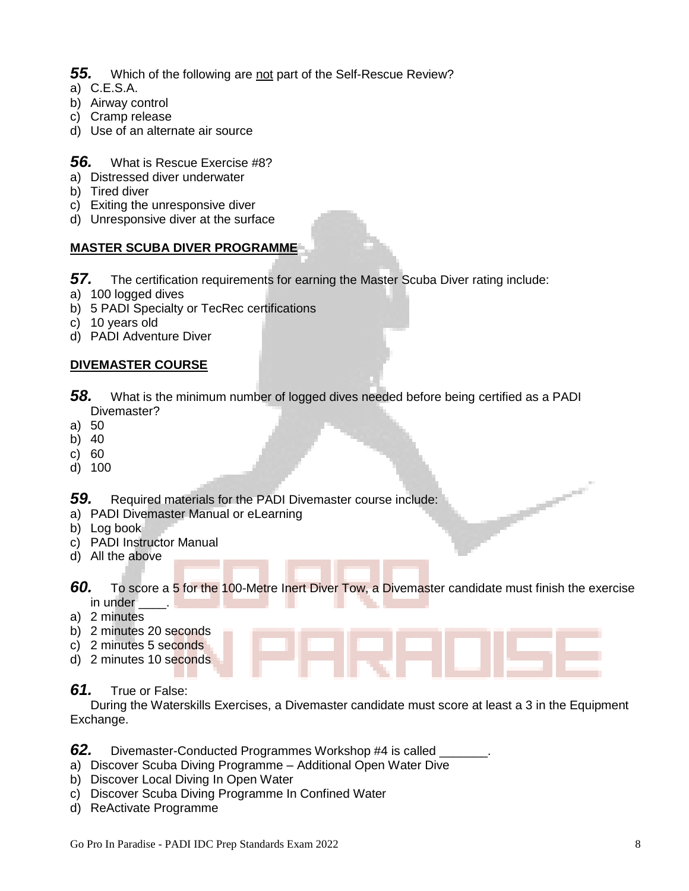**55.** Which of the following are not part of the Self-Rescue Review?

a) C.E.S.A.
b) Airway control
c) Cramp release
d) Use of an alternate air source

**56.** What is Rescue Exercise #8?

a) Distressed diver underwater
b) Tired diver
c) Exiting the unresponsive diver
d) Unresponsive diver at the surface

## MASTER SCUBA DIVER PROGRAMME

**57.** The certification requirements for earning the Master Scuba Diver rating include:

a) 100 logged dives
b) 5 PADI Specialty or TecRec certifications
c) 10 years old
d) PADI Adventure Diver

## DIVEMASTER COURSE

**58.** What is the minimum number of logged dives needed before being certified as a PADI Divemaster?

a) 50
b) 40
c) 60
d) 100

**59.** Required materials for the PADI Divemaster course include:

a) PADI Divemaster Manual or eLearning
b) Log book
c) PADI Instructor Manual
d) All the above

**60.** To score a 5 for the 100-Metre Inert Diver Tow, a Divemaster candidate must finish the exercise in under ____.

a) 2 minutes
b) 2 minutes 20 seconds
c) 2 minutes 5 seconds
d) 2 minutes 10 seconds

**61.** True or False:

During the Waterskills Exercises, a Divemaster candidate must score at least a 3 in the Equipment Exchange.

**62.** Divemaster-Conducted Programmes Workshop #4 is called _______.

a) Discover Scuba Diving Programme – Additional Open Water Dive
b) Discover Local Diving In Open Water
c) Discover Scuba Diving Programme In Confined Water
d) ReActivate Programme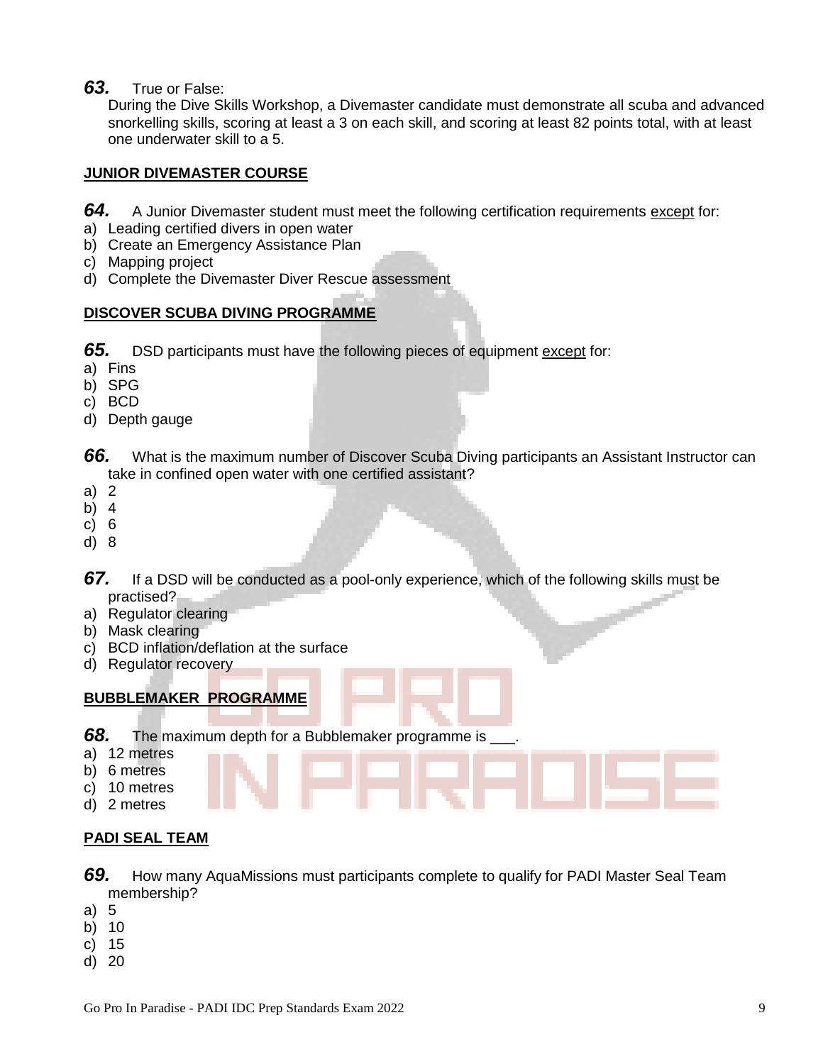**63.** True or False:

During the Dive Skills Workshop, a Divemaster candidate must demonstrate all scuba and advanced snorkelling skills, scoring at least a 3 on each skill, and scoring at least 82 points total, with at least one underwater skill to a 5.

## JUNIOR DIVEMASTER COURSE

**64.** A Junior Divemaster student must meet the following certification requirements except for:

a) Leading certified divers in open water
b) Create an Emergency Assistance Plan
c) Mapping project
d) Complete the Divemaster Diver Rescue assessment

## DISCOVER SCUBA DIVING PROGRAMME

**65.** DSD participants must have the following pieces of equipment except for:

a) Fins
b) SPG
c) BCD
d) Depth gauge

**66.** What is the maximum number of Discover Scuba Diving participants an Assistant Instructor can take in confined open water with one certified assistant?

a) 2
b) 4
c) 6
d) 8

**67.** If a DSD will be conducted as a pool-only experience, which of the following skills must be practised?

a) Regulator clearing
b) Mask clearing
c) BCD inflation/deflation at the surface
d) Regulator recovery

## BUBBLEMAKER PROGRAMME

**68.** The maximum depth for a Bubblemaker programme is ___.

a) 12 metres
b) 6 metres
c) 10 metres
d) 2 metres

## PADI SEAL TEAM

**69.** How many AquaMissions must participants complete to qualify for PADI Master Seal Team membership?

a) 5
b) 10
c) 15
d) 20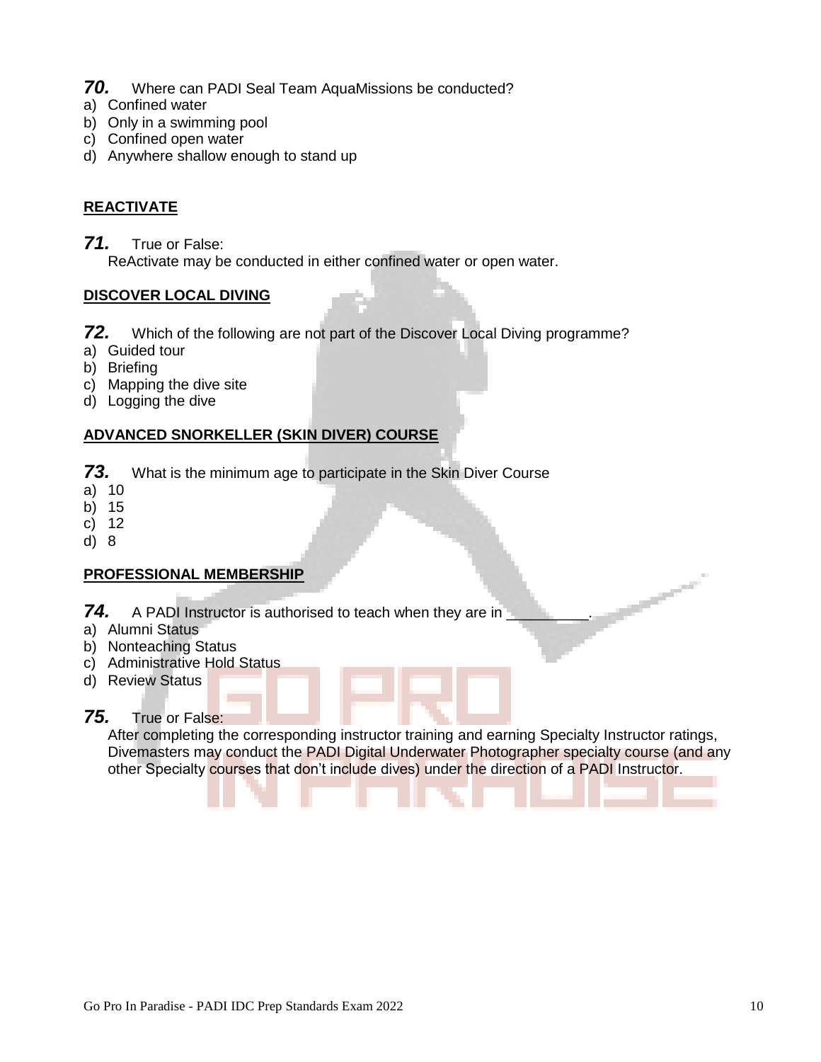**70.** Where can PADI Seal Team AquaMissions be conducted?

a) Confined water
b) Only in a swimming pool
c) Confined open water
d) Anywhere shallow enough to stand up

## REACTIVATE

**71.** True or False:
ReActivate may be conducted in either confined water or open water.

## DISCOVER LOCAL DIVING

**72.** Which of the following are not part of the Discover Local Diving programme?

a) Guided tour
b) Briefing
c) Mapping the dive site
d) Logging the dive

## ADVANCED SNORKELLER (SKIN DIVER) COURSE

**73.** What is the minimum age to participate in the Skin Diver Course

a) 10
b) 15
c) 12
d) 8

## PROFESSIONAL MEMBERSHIP

**74.** A PADI Instructor is authorised to teach when they are in __________.

a) Alumni Status
b) Nonteaching Status
c) Administrative Hold Status
d) Review Status

**75.** True or False:
After completing the corresponding instructor training and earning Specialty Instructor ratings, Divemasters may conduct the PADI Digital Underwater Photographer specialty course (and any other Specialty courses that don't include dives) under the direction of a PADI Instructor.